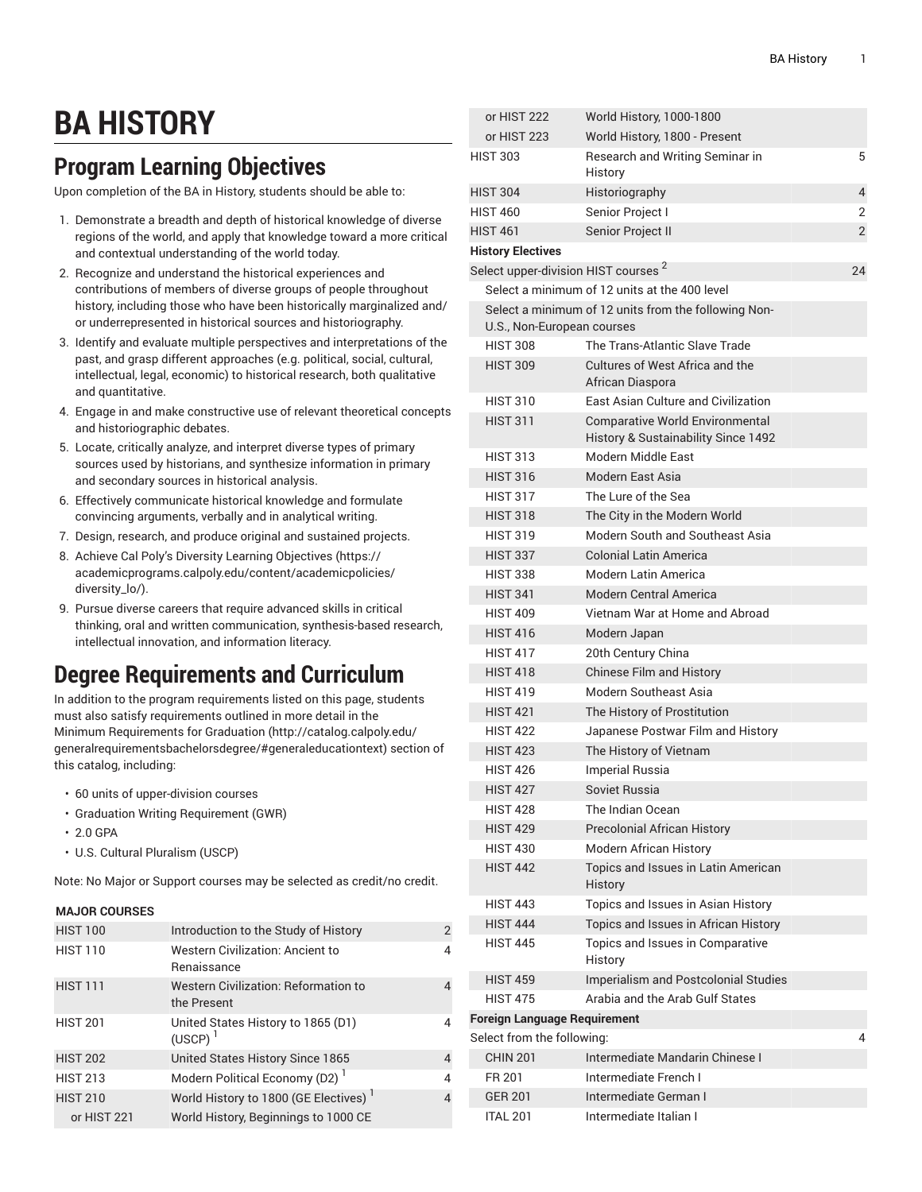# BA HISTORY

## Program Learning Objectives

Upon completion of the BA in History, students should be able to:

1. Demonstrate a breadth and depth of historical knowledge of diverse regions of the world, and apply that knowledge toward a more critical and contextual understanding of the world today.
2. Recognize and understand the historical experiences and contributions of members of diverse groups of people throughout history, including those who have been historically marginalized and/or underrepresented in historical sources and historiography.
3. Identify and evaluate multiple perspectives and interpretations of the past, and grasp different approaches (e.g. political, social, cultural, intellectual, legal, economic) to historical research, both qualitative and quantitative.
4. Engage in and make constructive use of relevant theoretical concepts and historiographic debates.
5. Locate, critically analyze, and interpret diverse types of primary sources used by historians, and synthesize information in primary and secondary sources in historical analysis.
6. Effectively communicate historical knowledge and formulate convincing arguments, verbally and in analytical writing.
7. Design, research, and produce original and sustained projects.
8. Achieve Cal Poly's Diversity Learning Objectives (https://academicprograms.calpoly.edu/content/academicpolicies/diversity_lo/).
9. Pursue diverse careers that require advanced skills in critical thinking, oral and written communication, synthesis-based research, intellectual innovation, and information literacy.

## Degree Requirements and Curriculum

In addition to the program requirements listed on this page, students must also satisfy requirements outlined in more detail in the Minimum Requirements for Graduation (http://catalog.calpoly.edu/generalrequirementsbachelorsdegree/#generaleducationtext) section of this catalog, including:

- 60 units of upper-division courses
- Graduation Writing Requirement (GWR)
- 2.0 GPA
- U.S. Cultural Pluralism (USCP)

Note: No Major or Support courses may be selected as credit/no credit.

| MAJOR COURSES | | |
|---|---|---|
| HIST 100 | Introduction to the Study of History | 2 |
| HIST 110 | Western Civilization: Ancient to Renaissance | 4 |
| HIST 111 | Western Civilization: Reformation to the Present | 4 |
| HIST 201 | United States History to 1865 (D1) (USCP) [1] | 4 |
| HIST 202 | United States History Since 1865 | 4 |
| HIST 213 | Modern Political Economy (D2) [1] | 4 |
| HIST 210 | World History to 1800 (GE Electives) [1] | 4 |
| or HIST 221 | World History, Beginnings to 1000 CE | |
| or HIST 222 | World History, 1000-1800 | |
| or HIST 223 | World History, 1800 - Present | |
| HIST 303 | Research and Writing Seminar in History | 5 |
| HIST 304 | Historiography | 4 |
| HIST 460 | Senior Project I | 2 |
| HIST 461 | Senior Project II | 2 |
| **History Electives** | | |
| Select upper-division HIST courses [2] | | 24 |
| Select a minimum of 12 units at the 400 level | | |
| Select a minimum of 12 units from the following Non-U.S., Non-European courses | | |
| HIST 308 | The Trans-Atlantic Slave Trade | |
| HIST 309 | Cultures of West Africa and the African Diaspora | |
| HIST 310 | East Asian Culture and Civilization | |
| HIST 311 | Comparative World Environmental History & Sustainability Since 1492 | |
| HIST 313 | Modern Middle East | |
| HIST 316 | Modern East Asia | |
| HIST 317 | The Lure of the Sea | |
| HIST 318 | The City in the Modern World | |
| HIST 319 | Modern South and Southeast Asia | |
| HIST 337 | Colonial Latin America | |
| HIST 338 | Modern Latin America | |
| HIST 341 | Modern Central America | |
| HIST 409 | Vietnam War at Home and Abroad | |
| HIST 416 | Modern Japan | |
| HIST 417 | 20th Century China | |
| HIST 418 | Chinese Film and History | |
| HIST 419 | Modern Southeast Asia | |
| HIST 421 | The History of Prostitution | |
| HIST 422 | Japanese Postwar Film and History | |
| HIST 423 | The History of Vietnam | |
| HIST 426 | Imperial Russia | |
| HIST 427 | Soviet Russia | |
| HIST 428 | The Indian Ocean | |
| HIST 429 | Precolonial African History | |
| HIST 430 | Modern African History | |
| HIST 442 | Topics and Issues in Latin American History | |
| HIST 443 | Topics and Issues in Asian History | |
| HIST 444 | Topics and Issues in African History | |
| HIST 445 | Topics and Issues in Comparative History | |
| HIST 459 | Imperialism and Postcolonial Studies | |
| HIST 475 | Arabia and the Arab Gulf States | |
| **Foreign Language Requirement** | | |
| Select from the following: | | 4 |
| CHIN 201 | Intermediate Mandarin Chinese I | |
| FR 201 | Intermediate French I | |
| GER 201 | Intermediate German I | |
| ITAL 201 | Intermediate Italian I | |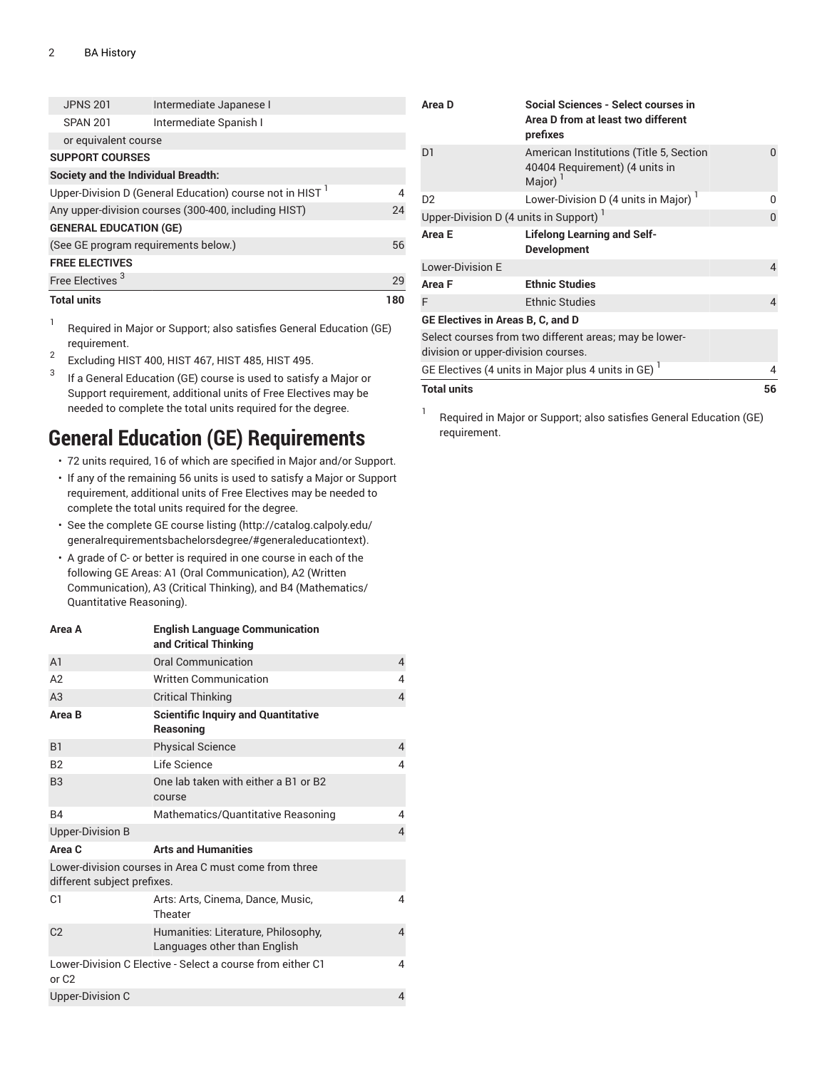| | | |
|---|---|---|
| JPNS 201 | Intermediate Japanese I | |
| SPAN 201 | Intermediate Spanish I | |
| or equivalent course | | |
| **SUPPORT COURSES** | | |
| **Society and the Individual Breadth:** | | |
| Upper-Division D (General Education) course not in HIST [1] | | 4 |
| Any upper-division courses (300-400, including HIST) | | 24 |
| **GENERAL EDUCATION (GE)** | | |
| (See GE program requirements below.) | | 56 |
| **FREE ELECTIVES** | | |
| Free Electives [3] | | 29 |
| **Total units** | | **180** |

1. Required in Major or Support; also satisfies General Education (GE) requirement.
2. Excluding HIST 400, HIST 467, HIST 485, HIST 495.
3. If a General Education (GE) course is used to satisfy a Major or Support requirement, additional units of Free Electives may be needed to complete the total units required for the degree.

# General Education (GE) Requirements

- 72 units required, 16 of which are specified in Major and/or Support.
- If any of the remaining 56 units is used to satisfy a Major or Support requirement, additional units of Free Electives may be needed to complete the total units required for the degree.
- See the complete GE course listing (http://catalog.calpoly.edu/generalrequirementsbachelorsdegree/#generaleducationtext).
- A grade of C- or better is required in one course in each of the following GE Areas: A1 (Oral Communication), A2 (Written Communication), A3 (Critical Thinking), and B4 (Mathematics/Quantitative Reasoning).

| | | |
|---|---|---|
| **Area A** | **English Language Communication and Critical Thinking** | |
| A1 | Oral Communication | 4 |
| A2 | Written Communication | 4 |
| A3 | Critical Thinking | 4 |
| **Area B** | **Scientific Inquiry and Quantitative Reasoning** | |
| B1 | Physical Science | 4 |
| B2 | Life Science | 4 |
| B3 | One lab taken with either a B1 or B2 course | |
| B4 | Mathematics/Quantitative Reasoning | 4 |
| Upper-Division B | | 4 |
| **Area C** | **Arts and Humanities** | |
| Lower-division courses in Area C must come from three different subject prefixes. | | |
| C1 | Arts: Arts, Cinema, Dance, Music, Theater | 4 |
| C2 | Humanities: Literature, Philosophy, Languages other than English | 4 |
| Lower-Division C Elective - Select a course from either C1 or C2 | | 4 |
| Upper-Division C | | 4 |
| **Area D** | **Social Sciences - Select courses in Area D from at least two different prefixes** | |
| D1 | American Institutions (Title 5, Section 40404 Requirement) (4 units in Major) [1] | 0 |
| D2 | Lower-Division D (4 units in Major) [1] | 0 |
| Upper-Division D (4 units in Support) [1] | | 0 |
| **Area E** | **Lifelong Learning and Self-Development** | |
| Lower-Division E | | 4 |
| **Area F** | **Ethnic Studies** | |
| F | Ethnic Studies | 4 |
| **GE Electives in Areas B, C, and D** | | |
| Select courses from two different areas; may be lower-division or upper-division courses. | | |
| GE Electives (4 units in Major plus 4 units in GE) [1] | | 4 |
| **Total units** | | **56** |

1. Required in Major or Support; also satisfies General Education (GE) requirement.